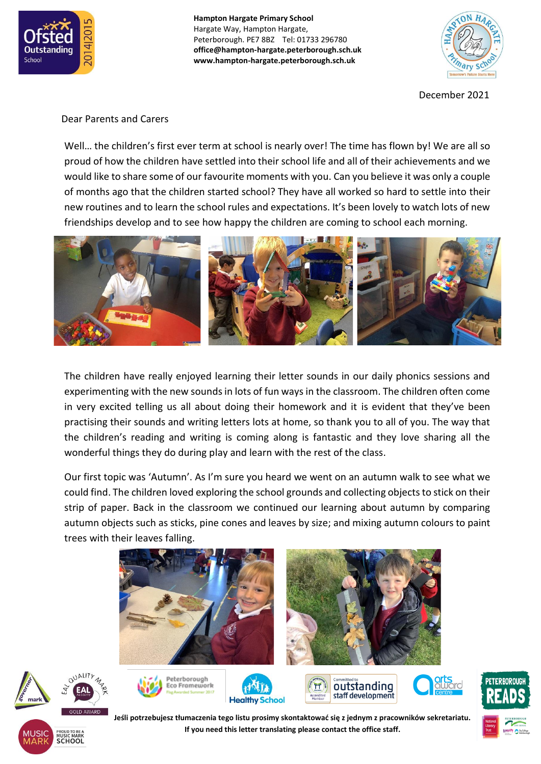**Hampton Hargate Primary School**
Hargate Way, Hampton Hargate,
Peterborough. PE7 8BZ Tel: 01733 296780
**office@hampton-hargate.peterborough.sch.uk**
**www.hampton-hargate.peterborough.sch.uk**

December 2021

Dear Parents and Carers

Well… the children's first ever term at school is nearly over! The time has flown by! We are all so proud of how the children have settled into their school life and all of their achievements and we would like to share some of our favourite moments with you. Can you believe it was only a couple of months ago that the children started school? They have all worked so hard to settle into their new routines and to learn the school rules and expectations. It's been lovely to watch lots of new friendships develop and to see how happy the children are coming to school each morning.

The children have really enjoyed learning their letter sounds in our daily phonics sessions and experimenting with the new sounds in lots of fun ways in the classroom. The children often come in very excited telling us all about doing their homework and it is evident that they've been practising their sounds and writing letters lots at home, so thank you to all of you. The way that the children's reading and writing is coming along is fantastic and they love sharing all the wonderful things they do during play and learn with the rest of the class.

Our first topic was 'Autumn'. As I'm sure you heard we went on an autumn walk to see what we could find. The children loved exploring the school grounds and collecting objects to stick on their strip of paper. Back in the classroom we continued our learning about autumn by comparing autumn objects such as sticks, pine cones and leaves by size; and mixing autumn colours to paint trees with their leaves falling.

**Jeśli potrzebujesz tłumaczenia tego listu prosimy skontaktować się z jednym z pracowników sekretariatu.**
**If you need this letter translating please contact the office staff.**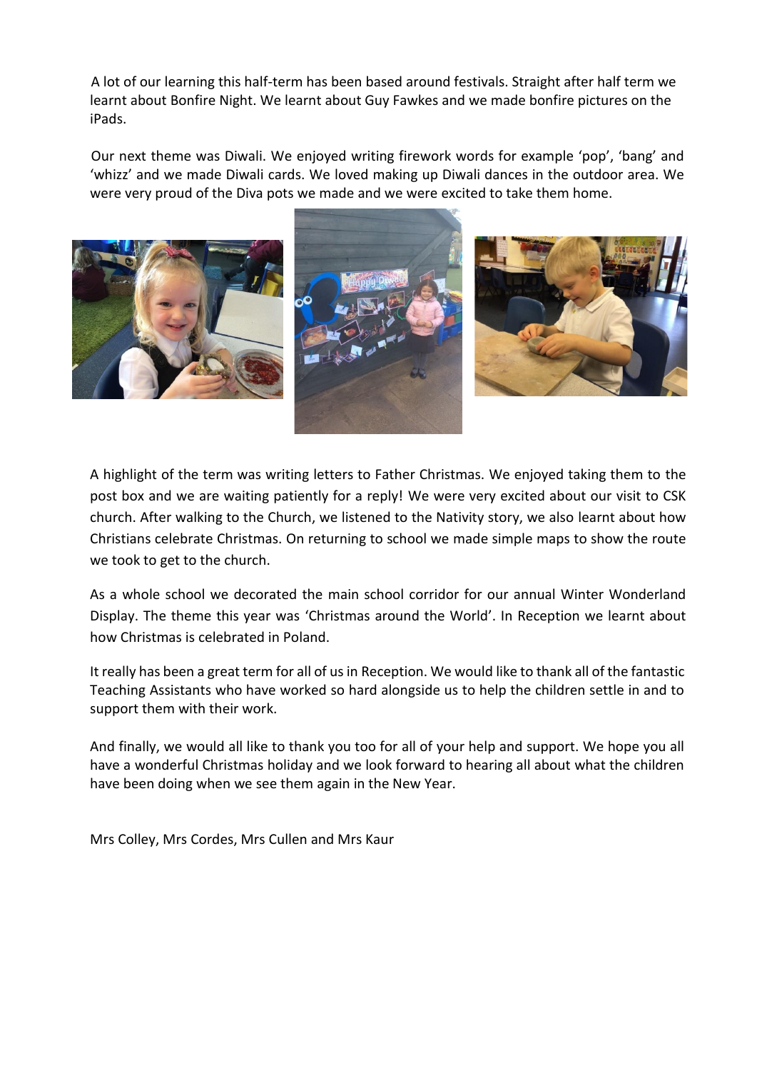A lot of our learning this half-term has been based around festivals. Straight after half term we learnt about Bonfire Night. We learnt about Guy Fawkes and we made bonfire pictures on the iPads.

Our next theme was Diwali. We enjoyed writing firework words for example 'pop', 'bang' and 'whizz' and we made Diwali cards. We loved making up Diwali dances in the outdoor area. We were very proud of the Diva pots we made and we were excited to take them home.

A highlight of the term was writing letters to Father Christmas. We enjoyed taking them to the post box and we are waiting patiently for a reply! We were very excited about our visit to CSK church. After walking to the Church, we listened to the Nativity story, we also learnt about how Christians celebrate Christmas. On returning to school we made simple maps to show the route we took to get to the church.

As a whole school we decorated the main school corridor for our annual Winter Wonderland Display. The theme this year was 'Christmas around the World'. In Reception we learnt about how Christmas is celebrated in Poland.

It really has been a great term for all of us in Reception. We would like to thank all of the fantastic Teaching Assistants who have worked so hard alongside us to help the children settle in and to support them with their work.

And finally, we would all like to thank you too for all of your help and support. We hope you all have a wonderful Christmas holiday and we look forward to hearing all about what the children have been doing when we see them again in the New Year.

Mrs Colley, Mrs Cordes, Mrs Cullen and Mrs Kaur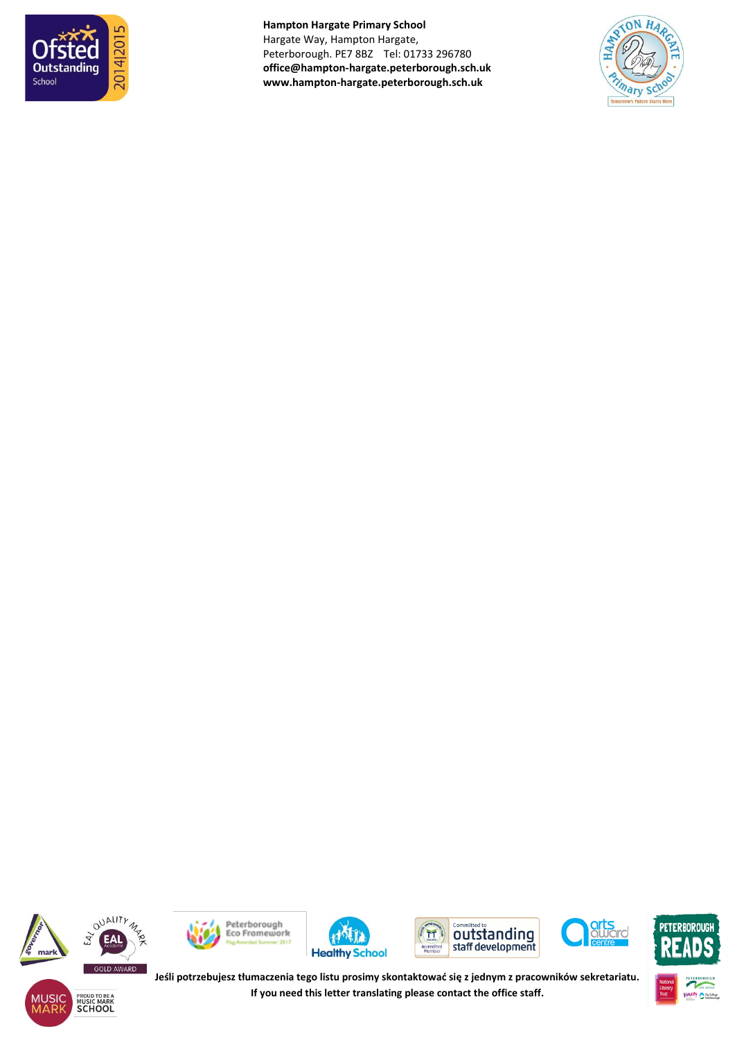**Hampton Hargate Primary School**
Hargate Way, Hampton Hargate,
Peterborough. PE7 8BZ Tel: 01733 296780
**office@hampton-hargate.peterborough.sch.uk**
**www.hampton-hargate.peterborough.sch.uk**

**Jeśli potrzebujesz tłumaczenia tego listu prosimy skontaktować się z jednym z pracowników sekretariatu.**
**If you need this letter translating please contact the office staff.**